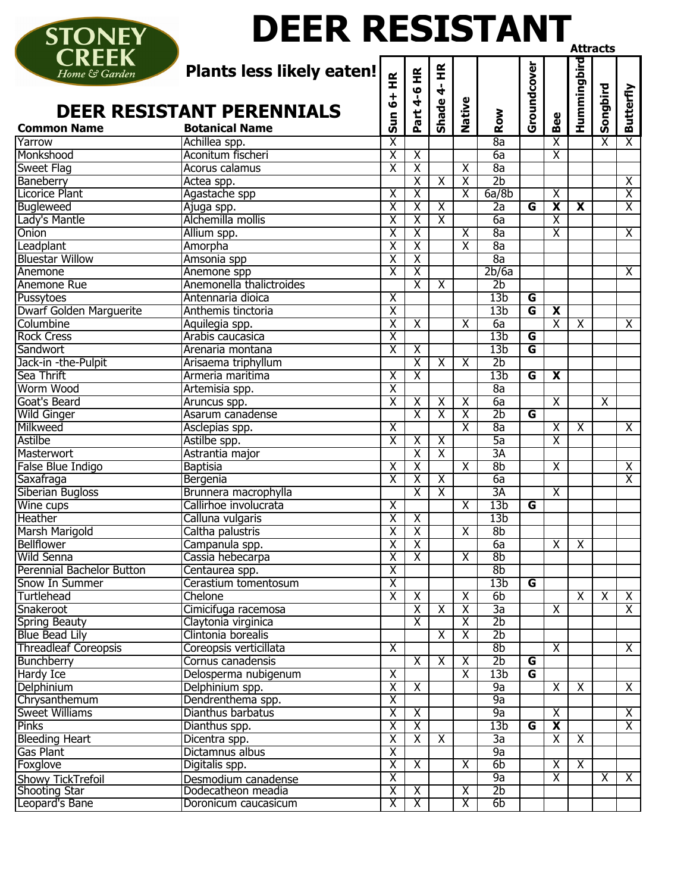# DEER RESISTANT

**Plants less likely eaten!**

**STONEY CREEK** *Home & Garden*

## DEER RESISTANT PERENNIALS

| Common Name | Botanical Name | Sun 6+ HR | Part 4-6 HR | Shade 4- HR | Native | Row | Groundcover | Attracts: Bee | Attracts: Hummingbird | Attracts: Songbird | Attracts: Butterfly |
|---|---|---|---|---|---|---|---|---|---|---|---|
| Yarrow | Achillea spp. | X | | | | 8a | | X | | X | X |
| Monkshood | Aconitum fischeri | X | X | | | 6a | | X | | | |
| Sweet Flag | Acorus calamus | X | X | | X | 8a | | | | | |
| Baneberry | Actea spp. | | X | X | X | 2b | | | | | X |
| Licorice Plant | Agastache spp | X | X | | X | 6a/8b | | X | | | X |
| Bugleweed | Ajuga spp. | X | X | X | | 2a | **G** | **X** | **X** | | X |
| Lady's Mantle | Alchemilla mollis | X | X | X | | 6a | | X | | | |
| Onion | Allium spp. | X | X | | X | 8a | | X | | | X |
| Leadplant | Amorpha | X | X | | X | 8a | | | | | |
| Bluestar Willow | Amsonia spp | X | X | | | 8a | | | | | |
| Anemone | Anemone spp | X | X | | | 2b/6a | | | | | X |
| Anemone Rue | Anemonella thalictroides | | X | X | | 2b | | | | | |
| Pussytoes | Antennaria dioica | X | | | | 13b | **G** | | | | |
| Dwarf Golden Marguerite | Anthemis tinctoria | X | | | | 13b | **G** | **X** | | | |
| Columbine | Aquilegia spp. | X | X | | X | 6a | | X | X | | X |
| Rock Cress | Arabis caucasica | X | | | | 13b | **G** | | | | |
| Sandwort | Arenaria montana | X | X | | | 13b | **G** | | | | |
| Jack-in -the-Pulpit | Arisaema triphyllum | | X | X | X | 2b | | | | | |
| Sea Thrift | Armeria maritima | X | X | | | 13b | **G** | **X** | | | |
| Worm Wood | Artemisia spp. | X | | | | 8a | | | | | |
| Goat's Beard | Aruncus spp. | X | X | X | X | 6a | | X | | X | |
| Wild Ginger | Asarum canadense | | X | X | X | 2b | **G** | | | | |
| Milkweed | Asclepias spp. | X | | | X | 8a | | X | X | | X |
| Astilbe | Astilbe spp. | X | X | X | | 5a | | X | | | |
| Masterwort | Astrantia major | | X | X | | 3A | | | | | |
| False Blue Indigo | Baptisia | X | X | | X | 8b | | X | | | X |
| Saxafraga | Bergenia | X | X | X | | 6a | | | | | X |
| Siberian Bugloss | Brunnera macrophylla | | X | X | | 3A | | X | | | |
| Wine cups | Callirhoe involucrata | X | | | X | 13b | **G** | | | | |
| Heather | Calluna vulgaris | X | X | | | 13b | | | | | |
| Marsh Marigold | Caltha palustris | X | X | | X | 8b | | | | | |
| Bellflower | Campanula spp. | X | X | | | 6a | | X | X | | |
| Wild Senna | Cassia hebecarpa | X | X | | X | 8b | | | | | |
| Perennial Bachelor Button | Centaurea spp. | X | | | | 8b | | | | | |
| Snow In Summer | Cerastium tomentosum | X | | | | 13b | **G** | | | | |
| Turtlehead | Chelone | X | X | | X | 6b | | | X | X | X |
| Snakeroot | Cimicifuga racemosa | | X | X | X | 3a | | X | | | X |
| Spring Beauty | Claytonia virginica | | X | | X | 2b | | | | | |
| Blue Bead Lily | Clintonia borealis | | | X | X | 2b | | | | | |
| Threadleaf Coreopsis | Coreopsis verticillata | X | | | | 8b | | X | | | X |
| Bunchberry | Cornus canadensis | | X | X | X | 2b | **G** | | | | |
| Hardy Ice | Delosperma nubigenum | X | | | X | 13b | **G** | | | | |
| Delphinium | Delphinium spp. | X | X | | | 9a | | X | X | | X |
| Chrysanthemum | Dendrenthema spp. | X | | | | 9a | | | | | |
| Sweet Williams | Dianthus barbatus | X | X | | | 9a | | X | | | X |
| Pinks | Dianthus spp. | X | X | | | 13b | **G** | **X** | | | X |
| Bleeding Heart | Dicentra spp. | X | X | X | | 3a | | X | X | | |
| Gas Plant | Dictamnus albus | X | | | | 9a | | | | | |
| Foxglove | Digitalis spp. | X | X | | X | 6b | | X | X | | |
| Showy TickTrefoil | Desmodium canadense | X | | | | 9a | | X | | X | X |
| Shooting Star | Dodecatheon meadia | X | X | | X | 2b | | | | | |
| Leopard's Bane | Doronicum caucasicum | X | X | | X | 6b | | | | | |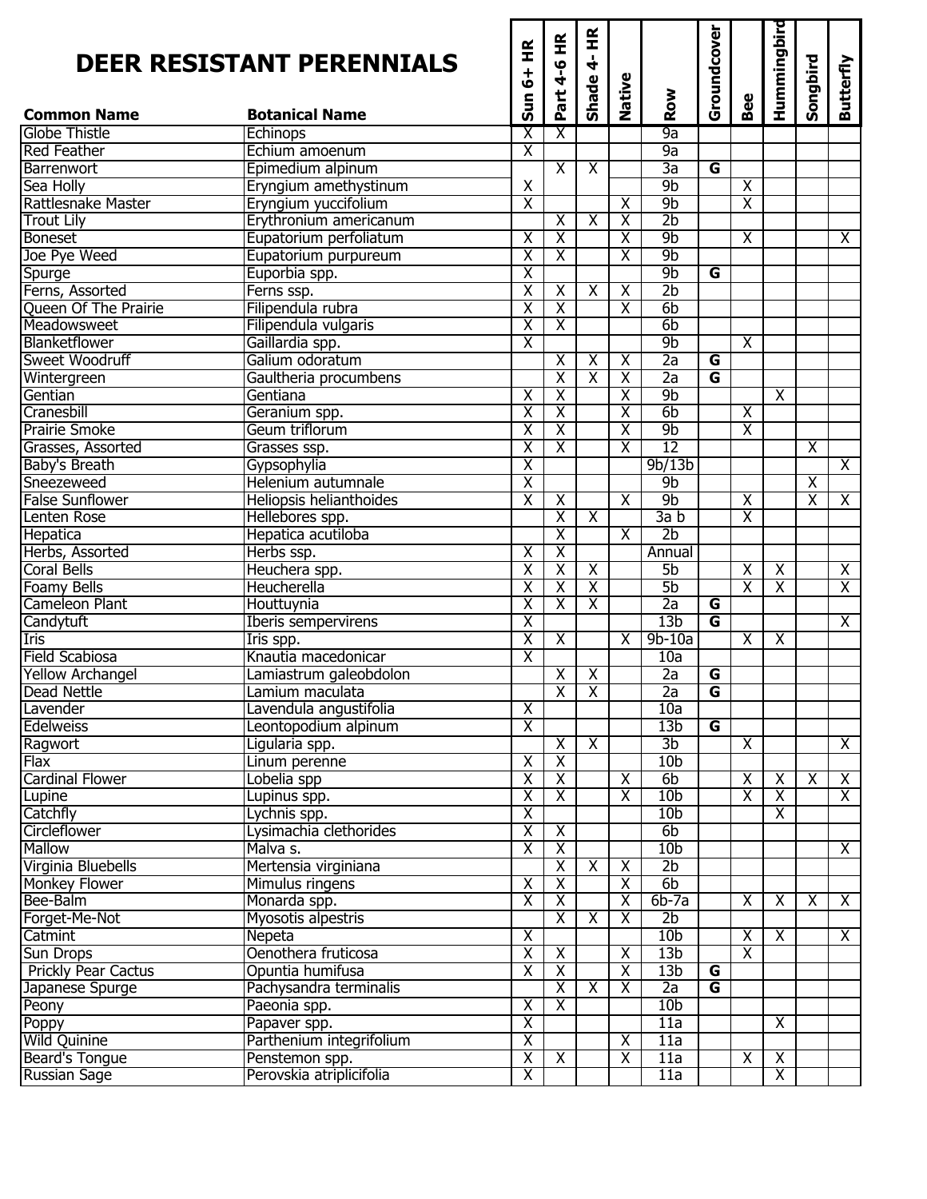# DEER RESISTANT PERENNIALS

| Common Name | Botanical Name | Sun 6+ HR | Part 4-6 HR | Shade 4- HR | Native | Row | Groundcover | Bee | Hummingbird | Songbird | Butterfly |
|---|---|---|---|---|---|---|---|---|---|---|---|
| Globe Thistle | Echinops | X | X | | | 9a | | | | | |
| Red Feather | Echium amoenum | X | | | | 9a | | | | | |
| Barrenwort | Epimedium alpinum | | X | X | | 3a | G | | | | |
| Sea Holly | Eryngium amethystinum | X | | | | 9b | | X | | | |
| Rattlesnake Master | Eryngium yuccifolium | X | | | X | 9b | | X | | | |
| Trout Lily | Erythronium americanum | | X | X | X | 2b | | | | | |
| Boneset | Eupatorium perfoliatum | X | X | | X | 9b | | X | | | X |
| Joe Pye Weed | Eupatorium purpureum | X | X | | X | 9b | | | | | |
| Spurge | Euporbia spp. | X | | | | 9b | G | | | | |
| Ferns, Assorted | Ferns ssp. | X | X | X | X | 2b | | | | | |
| Queen Of The Prairie | Filipendula rubra | X | X | | X | 6b | | | | | |
| Meadowsweet | Filipendula vulgaris | X | X | | | 6b | | | | | |
| Blanketflower | Gaillardia spp. | X | | | | 9b | | X | | | |
| Sweet Woodruff | Galium odoratum | | X | X | X | 2a | G | | | | |
| Wintergreen | Gaultheria procumbens | | X | X | X | 2a | G | | | | |
| Gentian | Gentiana | X | X | | X | 9b | | | X | | |
| Cranesbill | Geranium spp. | X | X | | X | 6b | | X | | | |
| Prairie Smoke | Geum triflorum | X | X | | X | 9b | | X | | | |
| Grasses, Assorted | Grasses ssp. | X | X | | X | 12 | | | | X | |
| Baby's Breath | Gypsophylia | X | | | | 9b/13b | | | | | X |
| Sneezeweed | Helenium autumnale | X | | | | 9b | | | | X | |
| False Sunflower | Heliopsis helianthoides | X | X | | X | 9b | | X | | X | X |
| Lenten Rose | Hellebores spp. | | X | X | | 3a b | | X | | | |
| Hepatica | Hepatica acutiloba | | X | | X | 2b | | | | | |
| Herbs, Assorted | Herbs ssp. | X | X | | | Annual | | | | | |
| Coral Bells | Heuchera spp. | X | X | X | | 5b | | X | X | | X |
| Foamy Bells | Heucherella | X | X | X | | 5b | | X | X | | X |
| Cameleon Plant | Houttuynia | X | X | X | | 2a | G | | | | |
| Candytuft | Iberis sempervirens | X | | | | 13b | G | | | | X |
| Iris | Iris spp. | X | X | | X | 9b-10a | | X | X | | |
| Field Scabiosa | Knautia macedonicar | X | | | | 10a | | | | | |
| Yellow Archangel | Lamiastrum galeobdolon | | X | X | | 2a | G | | | | |
| Dead Nettle | Lamium maculata | | X | X | | 2a | G | | | | |
| Lavender | Lavendula angustifolia | X | | | | 10a | | | | | |
| Edelweiss | Leontopodium alpinum | X | | | | 13b | G | | | | |
| Ragwort | Ligularia spp. | | X | X | | 3b | | X | | | X |
| Flax | Linum perenne | X | X | | | 10b | | | | | |
| Cardinal Flower | Lobelia spp | X | X | | X | 6b | | X | X | X | X |
| Lupine | Lupinus spp. | X | X | | X | 10b | | X | X | | X |
| Catchfly | Lychnis spp. | X | | | | 10b | | | X | | |
| Circleflower | Lysimachia clethorides | X | X | | | 6b | | | | | |
| Mallow | Malva s. | X | X | | | 10b | | | | | X |
| Virginia Bluebells | Mertensia virginiana | | X | X | X | 2b | | | | | |
| Monkey Flower | Mimulus ringens | X | X | | X | 6b | | | | | |
| Bee-Balm | Monarda spp. | X | X | | X | 6b-7a | | X | X | X | X |
| Forget-Me-Not | Myosotis alpestris | | X | X | X | 2b | | | | | |
| Catmint | Nepeta | X | | | | 10b | | X | X | | X |
| Sun Drops | Oenothera fruticosa | X | X | | X | 13b | | X | | | |
| Prickly Pear Cactus | Opuntia humifusa | X | X | | X | 13b | G | | | | |
| Japanese Spurge | Pachysandra terminalis | | X | X | X | 2a | G | | | | |
| Peony | Paeonia spp. | X | X | | | 10b | | | | | |
| Poppy | Papaver spp. | X | | | | 11a | | | X | | |
| Wild Quinine | Parthenium integrifolium | X | | | X | 11a | | | | | |
| Beard's Tongue | Penstemon spp. | X | X | | X | 11a | | X | X | | |
| Russian Sage | Perovskia atriplicifolia | X | | | | 11a | | | X | | |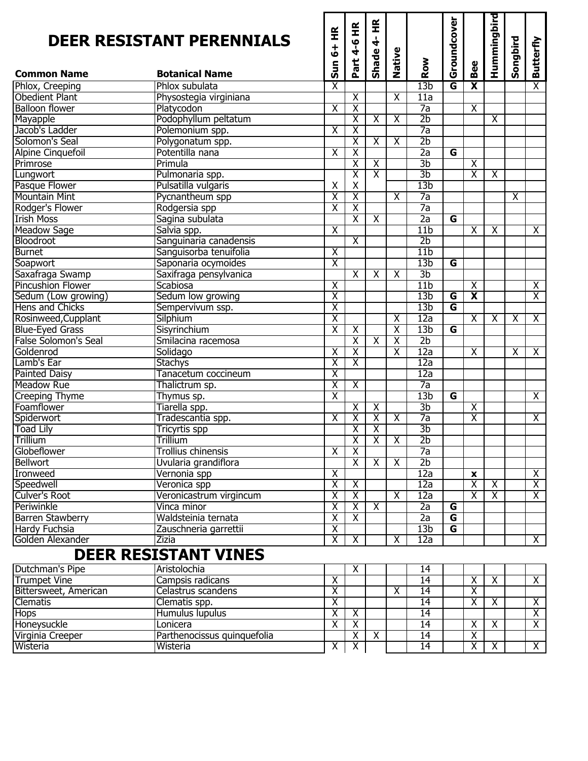# DEER RESISTANT PERENNIALS

| Common Name | Botanical Name | Sun 6+ HR | Part 4-6 HR | Shade 4- HR | Native | Row | Groundcover | Bee | Hummingbird | Songbird | Butterfly |
|---|---|---|---|---|---|---|---|---|---|---|---|
| Phlox, Creeping | Phlox subulata | X | | | | 13b | G | X | | | X |
| Obedient Plant | Physostegia virginiana | | X | | X | 11a | | | | | |
| Balloon flower | Platycodon | X | X | | | 7a | | X | | | |
| Mayapple | Podophyllum peltatum | | X | X | X | 2b | | | X | | |
| Jacob's Ladder | Polemonium spp. | X | X | | | 7a | | | | | |
| Solomon's Seal | Polygonatum spp. | | X | X | X | 2b | | | | | |
| Alpine Cinquefoil | Potentilla nana | X | X | | | 2a | G | | | | |
| Primrose | Primula | | X | X | | 3b | | X | | | |
| Lungwort | Pulmonaria spp. | | X | X | | 3b | | X | X | | |
| Pasque Flower | Pulsatilla vulgaris | X | X | | | 13b | | | | | |
| Mountain Mint | Pycnantheum spp | X | X | | X | 7a | | | | X | |
| Rodger's Flower | Rodgersia spp | X | X | | | 7a | | | | | |
| Irish Moss | Sagina subulata | | X | X | | 2a | G | | | | |
| Meadow Sage | Salvia spp. | X | | | | 11b | | X | X | | X |
| Bloodroot | Sanguinaria canadensis | | X | | | 2b | | | | | |
| Burnet | Sanguisorba tenuifolia | X | | | | 11b | | | | | |
| Soapwort | Saponaria ocymoides | X | | | | 13b | G | | | | |
| Saxafraga Swamp | Saxifraga pensylvanica | | X | X | X | 3b | | | | | |
| Pincushion Flower | Scabiosa | X | | | | 11b | | X | | | X |
| Sedum (Low growing) | Sedum low growing | X | | | | 13b | G | X | | | X |
| Hens and Chicks | Sempervivum ssp. | X | | | | 13b | G | | | | |
| Rosinweed,Cupplant | Silphium | X | | | X | 12a | | X | X | X | X |
| Blue-Eyed Grass | Sisyrinchium | X | X | | X | 13b | G | | | | |
| False Solomon's Seal | Smilacina racemosa | | X | X | X | 2b | | | | | |
| Goldenrod | Solidago | X | X | | X | 12a | | X | | X | X |
| Lamb's Ear | Stachys | X | X | | | 12a | | | | | |
| Painted Daisy | Tanacetum coccineum | X | | | | 12a | | | | | |
| Meadow Rue | Thalictrum sp. | X | X | | | 7a | | | | | |
| Creeping Thyme | Thymus sp. | X | | | | 13b | G | | | | X |
| Foamflower | Tiarella spp. | | X | X | | 3b | | X | | | |
| Spiderwort | Tradescantia spp. | X | X | X | X | 7a | | X | | | X |
| Toad Lily | Tricyrtis spp | | X | X | | 3b | | | | | |
| Trillium | Trillium | | X | X | X | 2b | | | | | |
| Globeflower | Trollius chinensis | X | X | | | 7a | | | | | |
| Bellwort | Uvularia grandiflora | | X | X | X | 2b | | | | | |
| Ironweed | Vernonia spp | X | | | | 12a | | x | | | X |
| Speedwell | Veronica spp | X | X | | | 12a | | X | X | | X |
| Culver's Root | Veronicastrum virgincum | X | X | | X | 12a | | X | X | | X |
| Periwinkle | Vinca minor | X | X | X | | 2a | G | | | | |
| Barren Stawberry | Waldsteinia ternata | X | X | | | 2a | G | | | | |
| Hardy Fuchsia | Zauschneria garrettii | X | | | | 13b | G | | | | |
| Golden Alexander | Zizia | X | X | | X | 12a | | | | | X |

# DEER RESISTANT VINES

| Common Name | Botanical Name | Sun 6+ HR | Part 4-6 HR | Shade 4- HR | Native | Row | Groundcover | Bee | Hummingbird | Songbird | Butterfly |
|---|---|---|---|---|---|---|---|---|---|---|---|
| Dutchman's Pipe | Aristolochia | | X | | | 14 | | | | | |
| Trumpet Vine | Campsis radicans | X | | | | 14 | | X | X | | X |
| Bittersweet, American | Celastrus scandens | X | | | X | 14 | | X | | | |
| Clematis | Clematis spp. | X | | | | 14 | | X | X | | X |
| Hops | Humulus lupulus | X | X | | | 14 | | | | | X |
| Honeysuckle | Lonicera | X | X | | | 14 | | X | X | | X |
| Virginia Creeper | Parthenocissus quinquefolia | | X | X | | 14 | | X | | | |
| Wisteria | Wisteria | X | X | | | 14 | | X | X | | X |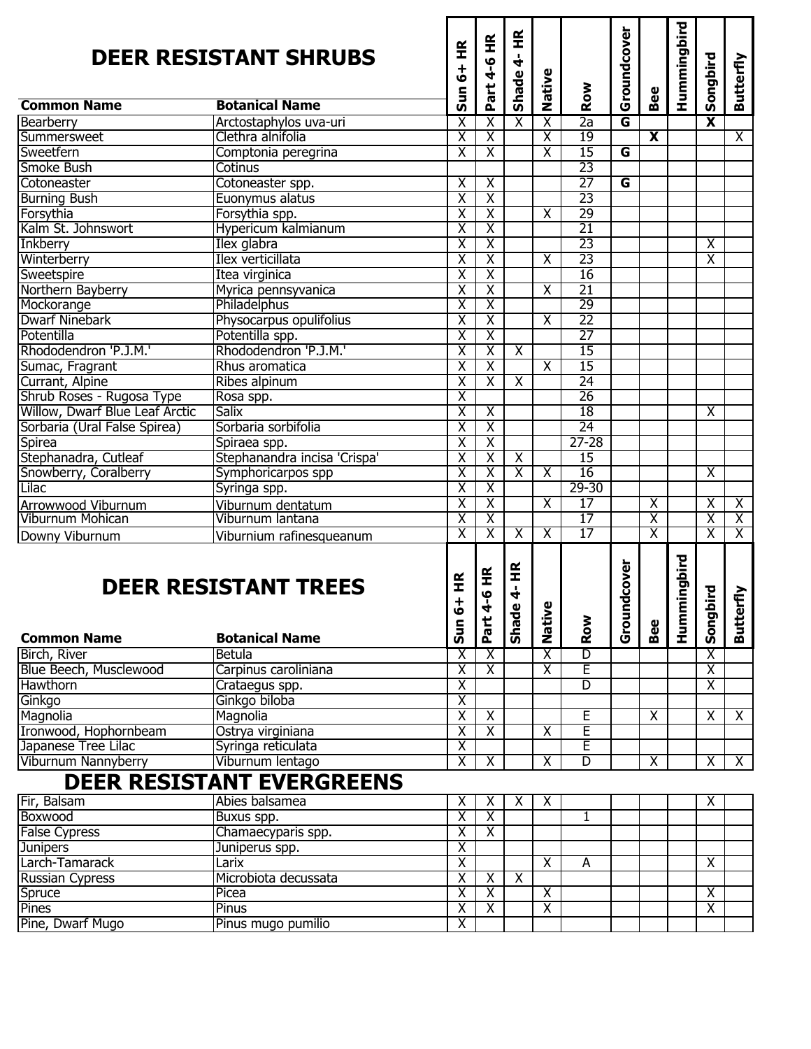# DEER RESISTANT SHRUBS

| Common Name | Botanical Name | Sun 6+ HR | Part 4-6 HR | Shade 4- HR | Native | Row | Groundcover | Bee | Hummingbird | Songbird | Butterfly |
|---|---|---|---|---|---|---|---|---|---|---|---|
| Bearberry | Arctostaphylos uva-uri | X | X | X | X | 2a | **G** | | | **X** | |
| Summersweet | Clethra alnifolia | X | X | | X | 19 | | **X** | | | X |
| Sweetfern | Comptonia peregrina | X | X | | X | 15 | **G** | | | | |
| Smoke Bush | Cotinus | | | | | 23 | | | | | |
| Cotoneaster | Cotoneaster spp. | X | X | | | 27 | **G** | | | | |
| Burning Bush | Euonymus alatus | X | X | | | 23 | | | | | |
| Forsythia | Forsythia spp. | X | X | | X | 29 | | | | | |
| Kalm St. Johnswort | Hypericum kalmianum | X | X | | | 21 | | | | | |
| Inkberry | Ilex glabra | X | X | | | 23 | | | | X | |
| Winterberry | Ilex verticillata | X | X | | X | 23 | | | | X | |
| Sweetspire | Itea virginica | X | X | | | 16 | | | | | |
| Northern Bayberry | Myrica pennsyvanica | X | X | | X | 21 | | | | | |
| Mockorange | Philadelphus | X | X | | | 29 | | | | | |
| Dwarf Ninebark | Physocarpus opulifolius | X | X | | X | 22 | | | | | |
| Potentilla | Potentilla spp. | X | X | | | 27 | | | | | |
| Rhododendron 'P.J.M.' | Rhododendron 'P.J.M.' | X | X | X | | 15 | | | | | |
| Sumac, Fragrant | Rhus aromatica | X | X | | X | 15 | | | | | |
| Currant, Alpine | Ribes alpinum | X | X | X | | 24 | | | | | |
| Shrub Roses - Rugosa Type | Rosa spp. | X | | | | 26 | | | | | |
| Willow, Dwarf Blue Leaf Arctic | Salix | X | X | | | 18 | | | | X | |
| Sorbaria (Ural False Spirea) | Sorbaria sorbifolia | X | X | | | 24 | | | | | |
| Spirea | Spiraea spp. | X | X | | | 27-28 | | | | | |
| Stephanadra, Cutleaf | Stephanandra incisa 'Crispa' | X | X | X | | 15 | | | | | |
| Snowberry, Coralberry | Symphoricarpos spp | X | X | X | X | 16 | | | | X | |
| Lilac | Syringa spp. | X | X | | | 29-30 | | | | | |
| Arrowwood Viburnum | Viburnum dentatum | X | X | | X | 17 | | X | | X | X |
| Viburnum Mohican | Viburnum lantana | X | X | | | 17 | | X | | X | X |
| Downy Viburnum | Viburnium rafinesqueanum | X | X | X | X | 17 | | X | | X | X |

# DEER RESISTANT TREES

| Common Name | Botanical Name | Sun 6+ HR | Part 4-6 HR | Shade 4- HR | Native | Row | Groundcover | Bee | Hummingbird | Songbird | Butterfly |
|---|---|---|---|---|---|---|---|---|---|---|---|
| Birch, River | Betula | X | X | | X | D | | | | X | |
| Blue Beech, Musclewood | Carpinus caroliniana | X | X | | X | E | | | | X | |
| Hawthorn | Crataegus spp. | X | | | | D | | | | X | |
| Ginkgo | Ginkgo biloba | X | | | | | | | | | |
| Magnolia | Magnolia | X | X | | | E | | X | | X | X |
| Ironwood, Hophornbeam | Ostrya virginiana | X | X | | X | E | | | | | |
| Japanese Tree Lilac | Syringa reticulata | X | | | | E | | | | | |
| Viburnum Nannyberry | Viburnum lentago | X | X | | X | D | | X | | X | X |

# DEER RESISTANT EVERGREENS

| Common Name | Botanical Name | Sun 6+ HR | Part 4-6 HR | Shade 4- HR | Native | Row | Groundcover | Bee | Hummingbird | Songbird | Butterfly |
|---|---|---|---|---|---|---|---|---|---|---|---|
| Fir, Balsam | Abies balsamea | X | X | X | X | | | | | X | |
| Boxwood | Buxus spp. | X | X | | | 1 | | | | | |
| False Cypress | Chamaecyparis spp. | X | X | | | | | | | | |
| Junipers | Juniperus spp. | X | | | | | | | | | |
| Larch-Tamarack | Larix | X | | | X | A | | | | X | |
| Russian Cypress | Microbiota decussata | X | X | X | | | | | | | |
| Spruce | Picea | X | X | | X | | | | | X | |
| Pines | Pinus | X | X | | X | | | | | X | |
| Pine, Dwarf Mugo | Pinus mugo pumilio | X | | | | | | | | | |